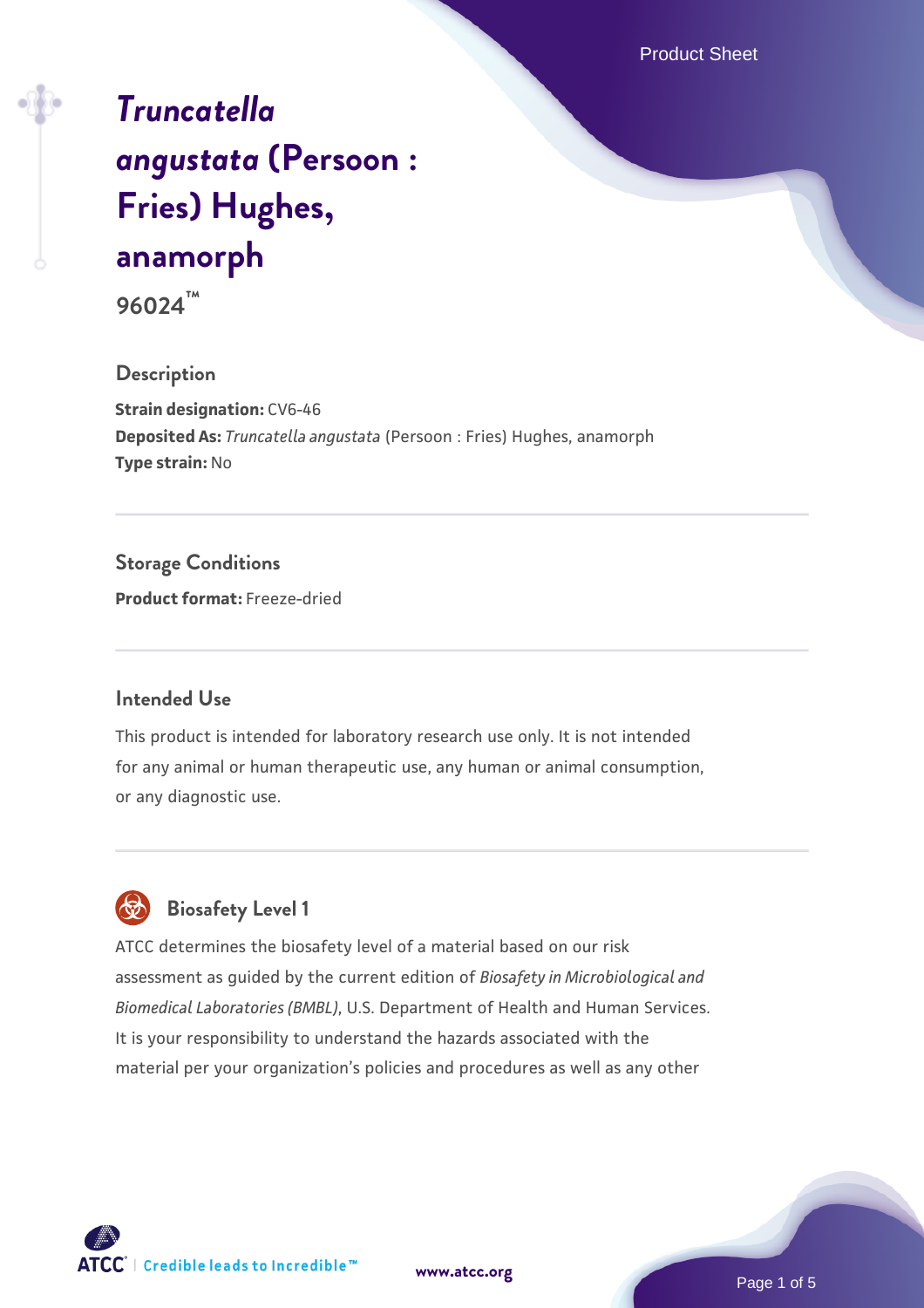# *Truncatella angustata* (Persoon : Fries) Hughes, anamorph

**96024™**

## Description

**Strain designation:** CV6-46
**Deposited As:** *Truncatella angustata* (Persoon : Fries) Hughes, anamorph
**Type strain:** No

## Storage Conditions

**Product format:** Freeze-dried

## Intended Use

This product is intended for laboratory research use only. It is not intended for any animal or human therapeutic use, any human or animal consumption, or any diagnostic use.

## Biosafety Level 1

ATCC determines the biosafety level of a material based on our risk assessment as guided by the current edition of *Biosafety in Microbiological and Biomedical Laboratories (BMBL)*, U.S. Department of Health and Human Services. It is your responsibility to understand the hazards associated with the material per your organization's policies and procedures as well as any other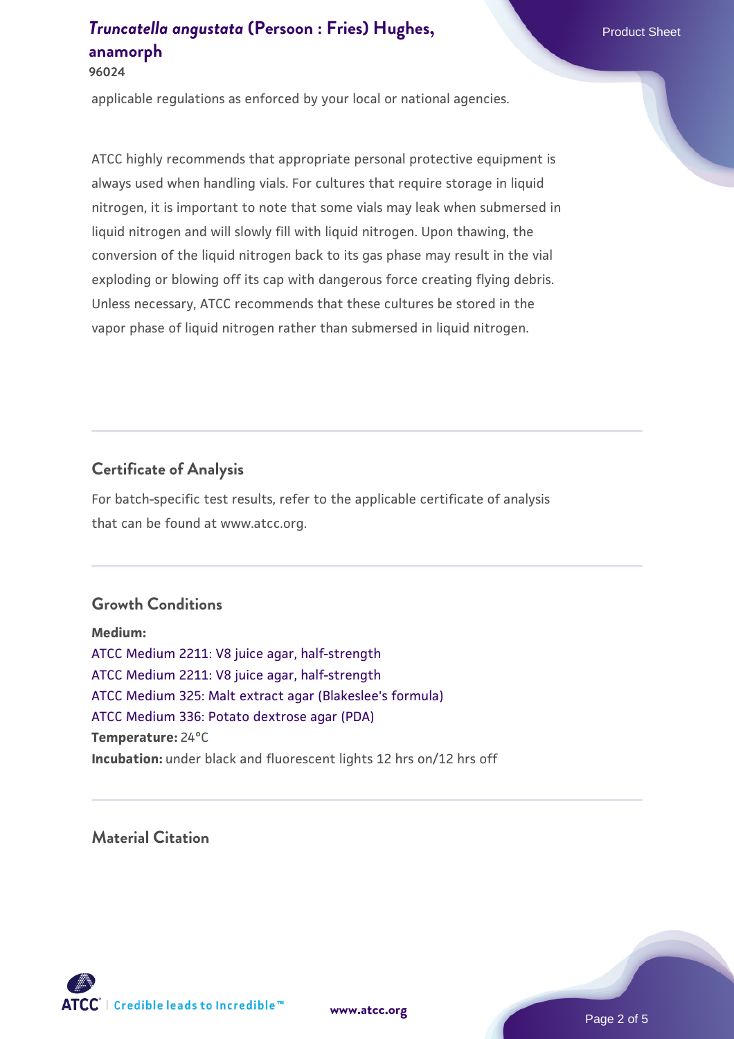applicable regulations as enforced by your local or national agencies.

ATCC highly recommends that appropriate personal protective equipment is always used when handling vials. For cultures that require storage in liquid nitrogen, it is important to note that some vials may leak when submersed in liquid nitrogen and will slowly fill with liquid nitrogen. Upon thawing, the conversion of the liquid nitrogen back to its gas phase may result in the vial exploding or blowing off its cap with dangerous force creating flying debris. Unless necessary, ATCC recommends that these cultures be stored in the vapor phase of liquid nitrogen rather than submersed in liquid nitrogen.

## Certificate of Analysis

For batch-specific test results, refer to the applicable certificate of analysis that can be found at www.atcc.org.

## Growth Conditions

**Medium:**
ATCC Medium 2211: V8 juice agar, half-strength
ATCC Medium 2211: V8 juice agar, half-strength
ATCC Medium 325: Malt extract agar (Blakeslee's formula)
ATCC Medium 336: Potato dextrose agar (PDA)
**Temperature:** 24°C
**Incubation:** under black and fluorescent lights 12 hrs on/12 hrs off

## Material Citation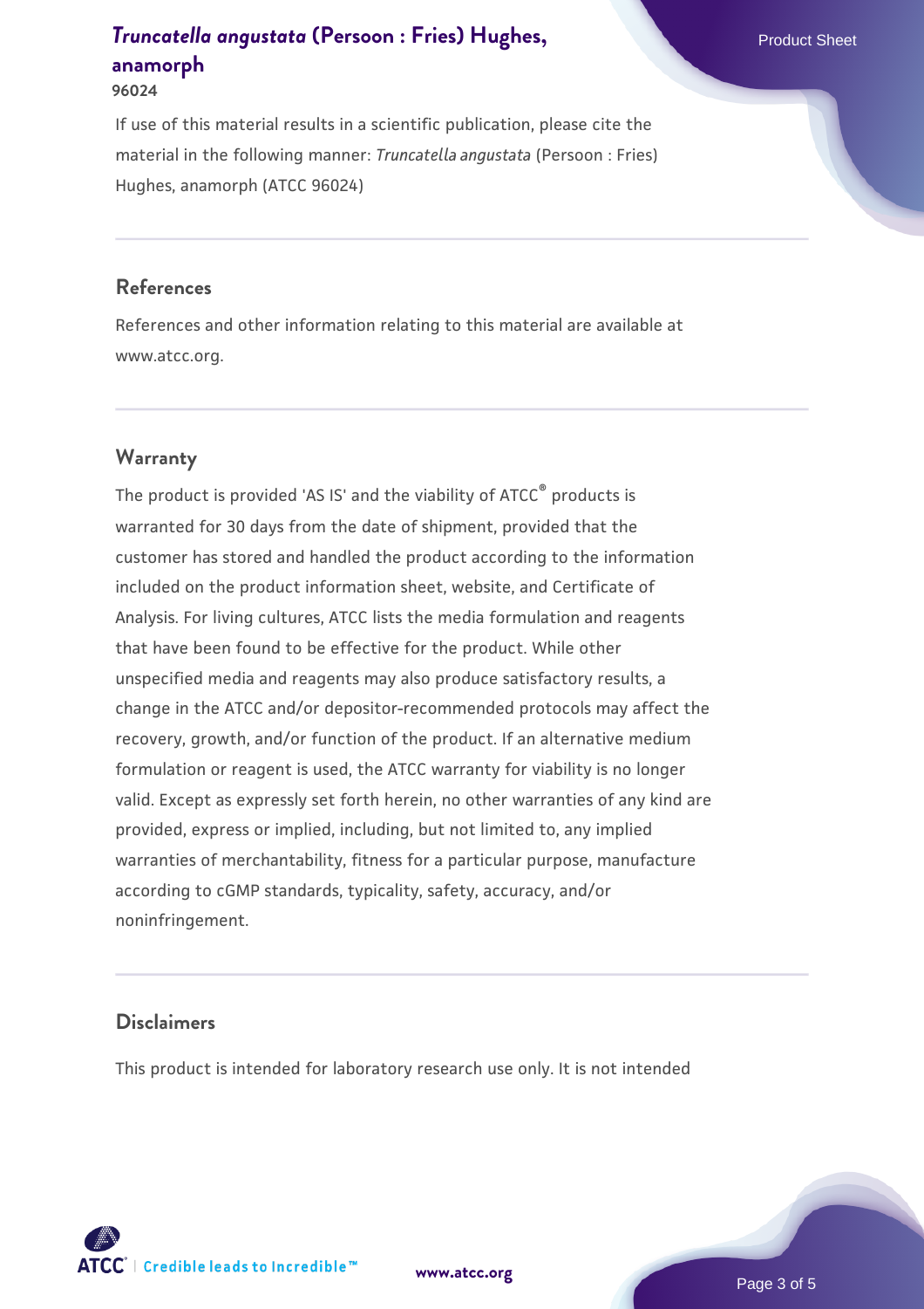If use of this material results in a scientific publication, please cite the material in the following manner: *Truncatella angustata* (Persoon : Fries) Hughes, anamorph (ATCC 96024)

## References

References and other information relating to this material are available at www.atcc.org.

## Warranty

The product is provided 'AS IS' and the viability of ATCC® products is warranted for 30 days from the date of shipment, provided that the customer has stored and handled the product according to the information included on the product information sheet, website, and Certificate of Analysis. For living cultures, ATCC lists the media formulation and reagents that have been found to be effective for the product. While other unspecified media and reagents may also produce satisfactory results, a change in the ATCC and/or depositor-recommended protocols may affect the recovery, growth, and/or function of the product. If an alternative medium formulation or reagent is used, the ATCC warranty for viability is no longer valid. Except as expressly set forth herein, no other warranties of any kind are provided, express or implied, including, but not limited to, any implied warranties of merchantability, fitness for a particular purpose, manufacture according to cGMP standards, typicality, safety, accuracy, and/or noninfringement.

## Disclaimers

This product is intended for laboratory research use only. It is not intended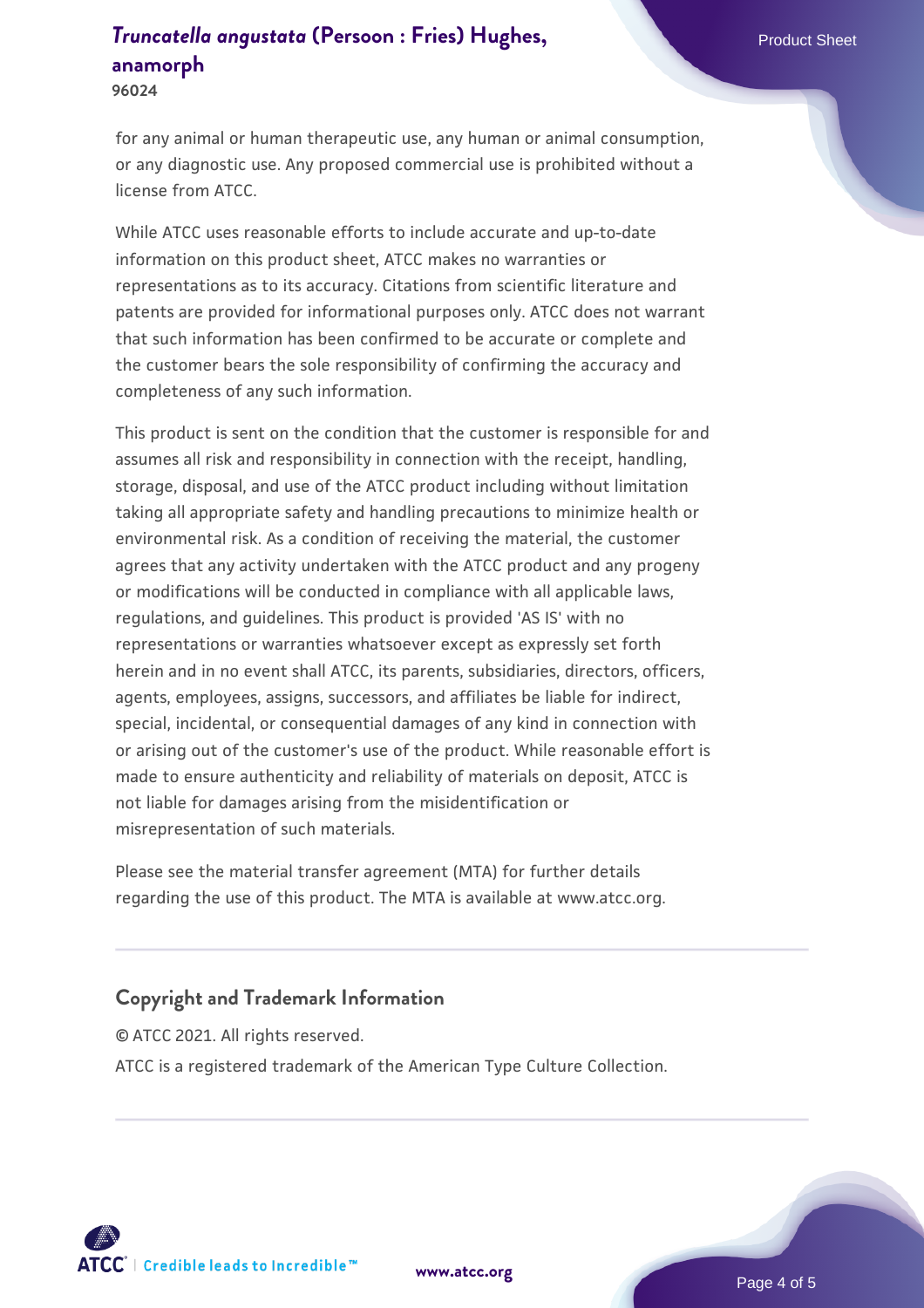for any animal or human therapeutic use, any human or animal consumption, or any diagnostic use. Any proposed commercial use is prohibited without a license from ATCC.

While ATCC uses reasonable efforts to include accurate and up-to-date information on this product sheet, ATCC makes no warranties or representations as to its accuracy. Citations from scientific literature and patents are provided for informational purposes only. ATCC does not warrant that such information has been confirmed to be accurate or complete and the customer bears the sole responsibility of confirming the accuracy and completeness of any such information.

This product is sent on the condition that the customer is responsible for and assumes all risk and responsibility in connection with the receipt, handling, storage, disposal, and use of the ATCC product including without limitation taking all appropriate safety and handling precautions to minimize health or environmental risk. As a condition of receiving the material, the customer agrees that any activity undertaken with the ATCC product and any progeny or modifications will be conducted in compliance with all applicable laws, regulations, and guidelines. This product is provided 'AS IS' with no representations or warranties whatsoever except as expressly set forth herein and in no event shall ATCC, its parents, subsidiaries, directors, officers, agents, employees, assigns, successors, and affiliates be liable for indirect, special, incidental, or consequential damages of any kind in connection with or arising out of the customer's use of the product. While reasonable effort is made to ensure authenticity and reliability of materials on deposit, ATCC is not liable for damages arising from the misidentification or misrepresentation of such materials.

Please see the material transfer agreement (MTA) for further details regarding the use of this product. The MTA is available at www.atcc.org.

## Copyright and Trademark Information

© ATCC 2021. All rights reserved.

ATCC is a registered trademark of the American Type Culture Collection.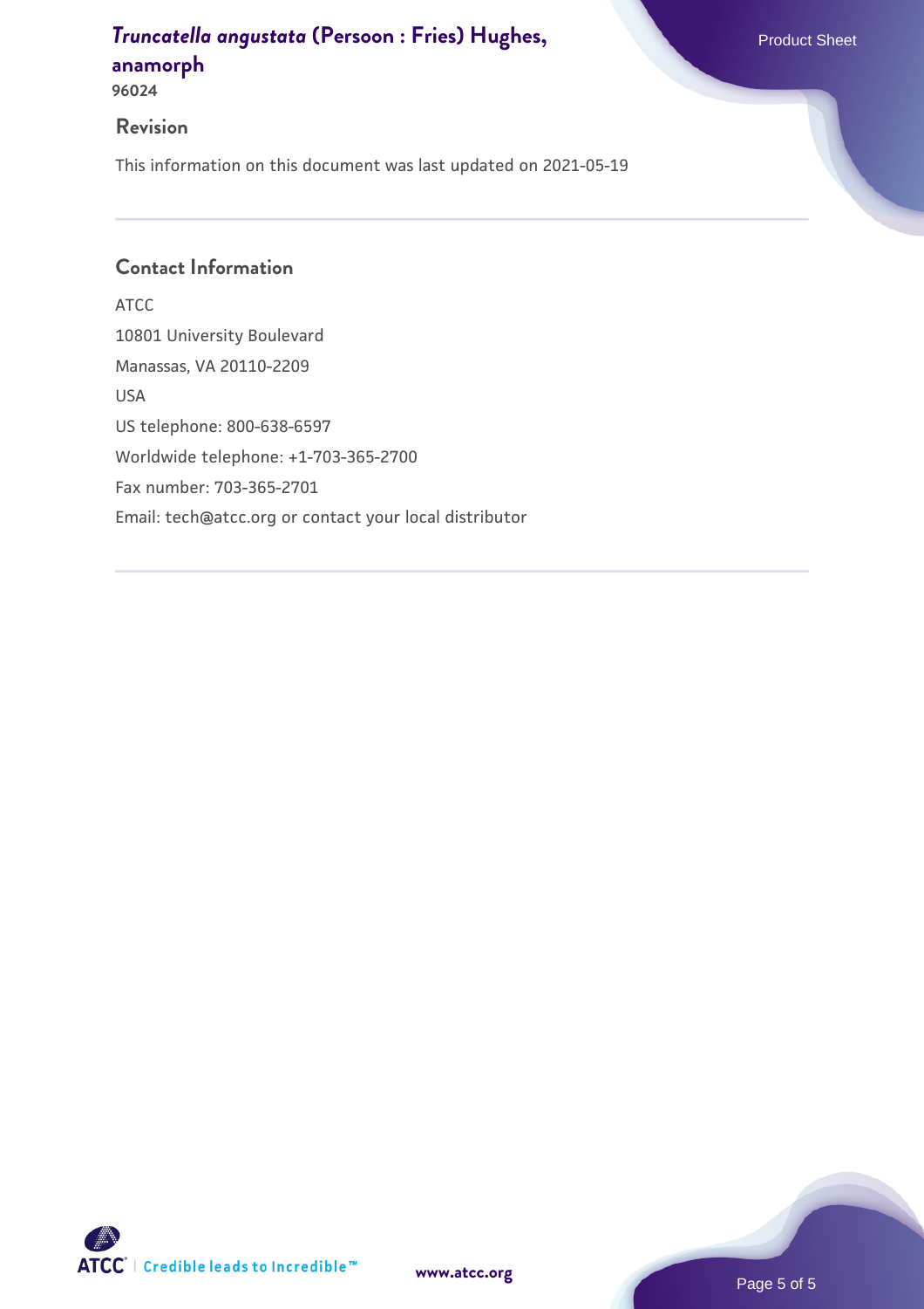## Revision

This information on this document was last updated on 2021-05-19

## Contact Information

ATCC

10801 University Boulevard

Manassas, VA 20110-2209

USA

US telephone: 800-638-6597

Worldwide telephone: +1-703-365-2700

Fax number: 703-365-2701

Email: tech@atcc.org or contact your local distributor